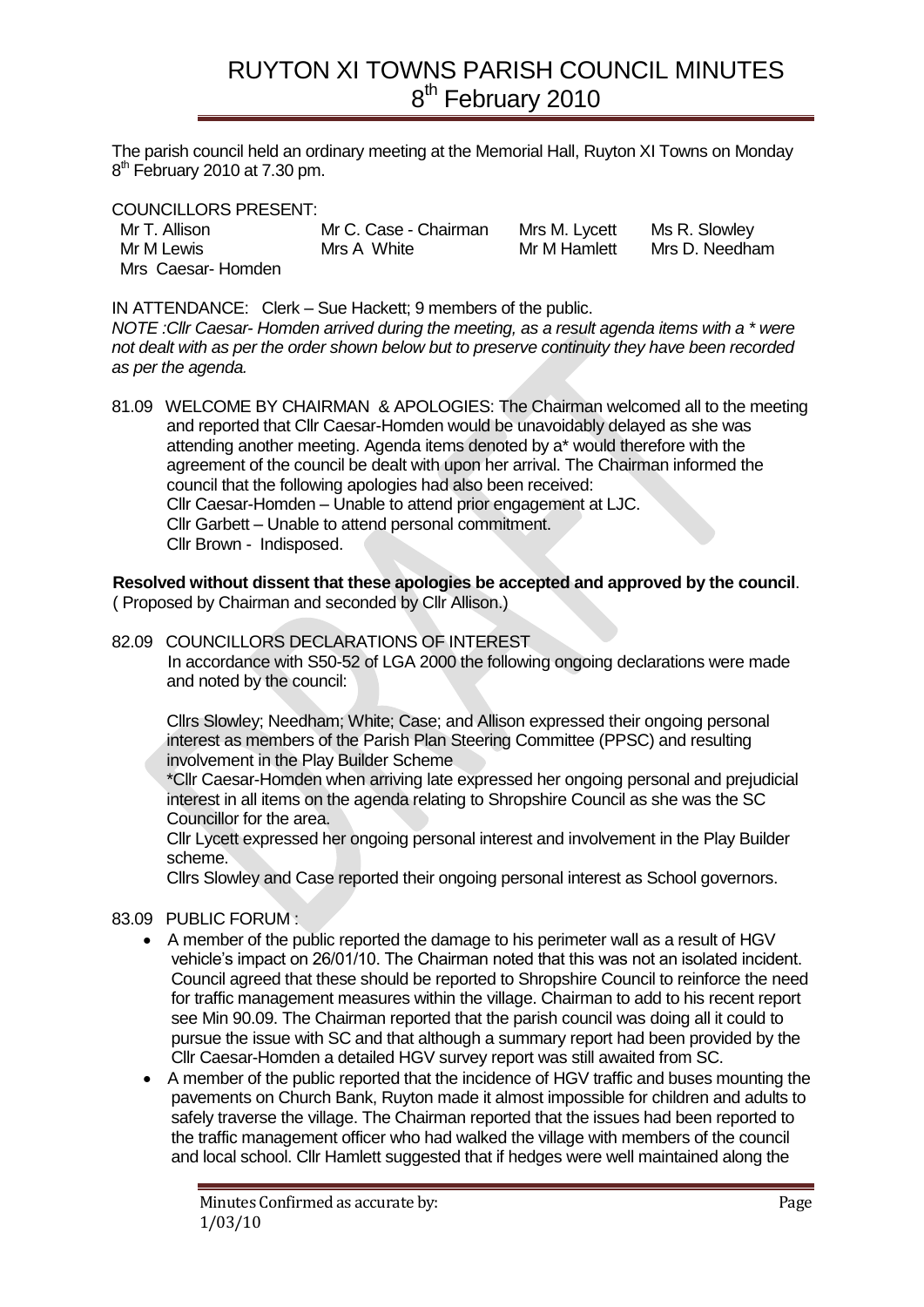# RUYTON XI TOWNS PARISH COUNCIL MINUTES
## 8th February 2010

The parish council held an ordinary meeting at the Memorial Hall, Ruyton XI Towns on Monday 8th February 2010 at 7.30 pm.

COUNCILLORS PRESENT:

| | | | |
|---|---|---|---|
| Mr T. Allison | Mr C. Case - Chairman | Mrs M. Lycett | Ms R. Slowley |
| Mr M Lewis | Mrs A White | Mr M Hamlett | Mrs D. Needham |
| Mrs Caesar- Homden | | | |

IN ATTENDANCE: Clerk – Sue Hackett; 9 members of the public.

*NOTE :Cllr Caesar- Homden arrived during the meeting, as a result agenda items with a * were not dealt with as per the order shown below but to preserve continuity they have been recorded as per the agenda.*

81.09 WELCOME BY CHAIRMAN & APOLOGIES: The Chairman welcomed all to the meeting and reported that Cllr Caesar-Homden would be unavoidably delayed as she was attending another meeting. Agenda items denoted by a* would therefore with the agreement of the council be dealt with upon her arrival. The Chairman informed the council that the following apologies had also been received:
Cllr Caesar-Homden – Unable to attend prior engagement at LJC.
Cllr Garbett – Unable to attend personal commitment.
Cllr Brown - Indisposed.

**Resolved without dissent that these apologies be accepted and approved by the council**.
( Proposed by Chairman and seconded by Cllr Allison.)

82.09 COUNCILLORS DECLARATIONS OF INTEREST
In accordance with S50-52 of LGA 2000 the following ongoing declarations were made and noted by the council:

Cllrs Slowley; Needham; White; Case; and Allison expressed their ongoing personal interest as members of the Parish Plan Steering Committee (PPSC) and resulting involvement in the Play Builder Scheme

*Cllr Caesar-Homden when arriving late expressed her ongoing personal and prejudicial interest in all items on the agenda relating to Shropshire Council as she was the SC Councillor for the area.

Cllr Lycett expressed her ongoing personal interest and involvement in the Play Builder scheme.

Cllrs Slowley and Case reported their ongoing personal interest as School governors.

83.09 PUBLIC FORUM :

- A member of the public reported the damage to his perimeter wall as a result of HGV vehicle's impact on 26/01/10. The Chairman noted that this was not an isolated incident. Council agreed that these should be reported to Shropshire Council to reinforce the need for traffic management measures within the village. Chairman to add to his recent report see Min 90.09. The Chairman reported that the parish council was doing all it could to pursue the issue with SC and that although a summary report had been provided by the Cllr Caesar-Homden a detailed HGV survey report was still awaited from SC.
- A member of the public reported that the incidence of HGV traffic and buses mounting the pavements on Church Bank, Ruyton made it almost impossible for children and adults to safely traverse the village. The Chairman reported that the issues had been reported to the traffic management officer who had walked the village with members of the council and local school. Cllr Hamlett suggested that if hedges were well maintained along the

Minutes Confirmed as accurate by:
1/03/10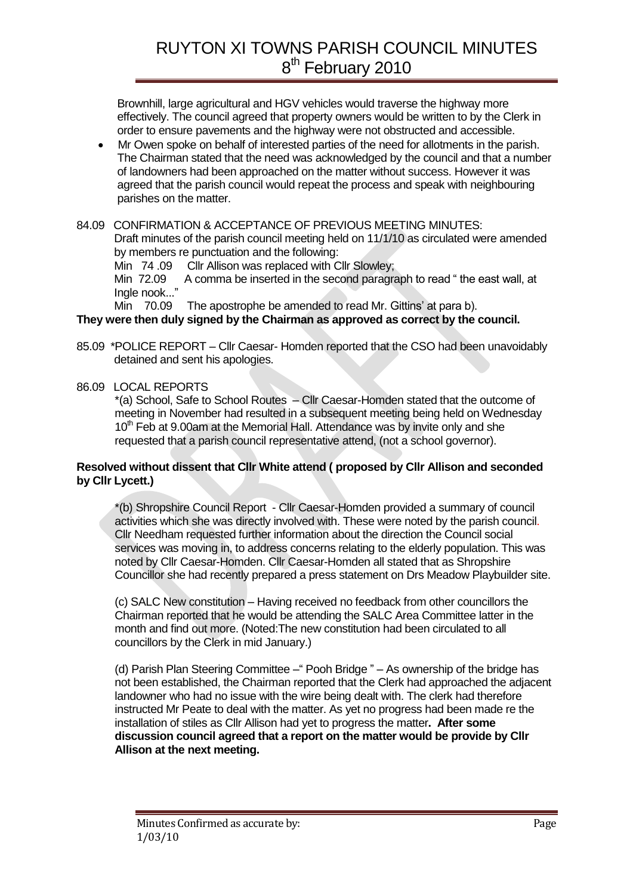Brownhill, large agricultural and HGV vehicles would traverse the highway more effectively. The council agreed that property owners would be written to by the Clerk in order to ensure pavements and the highway were not obstructed and accessible.

- Mr Owen spoke on behalf of interested parties of the need for allotments in the parish. The Chairman stated that the need was acknowledged by the council and that a number of landowners had been approached on the matter without success. However it was agreed that the parish council would repeat the process and speak with neighbouring parishes on the matter.

84.09 CONFIRMATION & ACCEPTANCE OF PREVIOUS MEETING MINUTES:

Draft minutes of the parish council meeting held on 11/1/10 as circulated were amended by members re punctuation and the following:

Min 74 .09 Cllr Allison was replaced with Cllr Slowley;

Min 72.09 A comma be inserted in the second paragraph to read " the east wall, at Ingle nook..."

Min 70.09 The apostrophe be amended to read Mr. Gittins' at para b).

**They were then duly signed by the Chairman as approved as correct by the council.**

85.09 *POLICE REPORT – Cllr Caesar- Homden reported that the CSO had been unavoidably detained and sent his apologies.

86.09 LOCAL REPORTS

*(a) School, Safe to School Routes – Cllr Caesar-Homden stated that the outcome of meeting in November had resulted in a subsequent meeting being held on Wednesday 10th Feb at 9.00am at the Memorial Hall. Attendance was by invite only and she requested that a parish council representative attend, (not a school governor).

**Resolved without dissent that Cllr White attend ( proposed by Cllr Allison and seconded by Cllr Lycett.)**

*(b) Shropshire Council Report - Cllr Caesar-Homden provided a summary of council activities which she was directly involved with. These were noted by the parish council. Cllr Needham requested further information about the direction the Council social services was moving in, to address concerns relating to the elderly population. This was noted by Cllr Caesar-Homden. Cllr Caesar-Homden all stated that as Shropshire Councillor she had recently prepared a press statement on Drs Meadow Playbuilder site.

(c) SALC New constitution – Having received no feedback from other councillors the Chairman reported that he would be attending the SALC Area Committee latter in the month and find out more. (Noted:The new constitution had been circulated to all councillors by the Clerk in mid January.)

(d) Parish Plan Steering Committee –" Pooh Bridge " – As ownership of the bridge has not been established, the Chairman reported that the Clerk had approached the adjacent landowner who had no issue with the wire being dealt with. The clerk had therefore instructed Mr Peate to deal with the matter. As yet no progress had been made re the installation of stiles as Cllr Allison had yet to progress the matter**. After some discussion council agreed that a report on the matter would be provide by Cllr Allison at the next meeting.**

Minutes Confirmed as accurate by: 1/03/10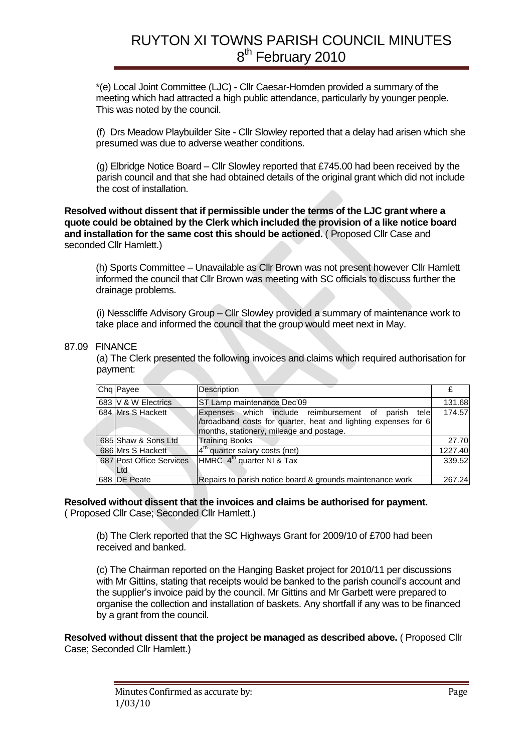\*(e) Local Joint Committee (LJC) **-** Cllr Caesar-Homden provided a summary of the meeting which had attracted a high public attendance, particularly by younger people. This was noted by the council.

(f) Drs Meadow Playbuilder Site - Cllr Slowley reported that a delay had arisen which she presumed was due to adverse weather conditions.

(g) Elbridge Notice Board – Cllr Slowley reported that £745.00 had been received by the parish council and that she had obtained details of the original grant which did not include the cost of installation.

**Resolved without dissent that if permissible under the terms of the LJC grant where a quote could be obtained by the Clerk which included the provision of a like notice board and installation for the same cost this should be actioned.** ( Proposed Cllr Case and seconded Cllr Hamlett.)

(h) Sports Committee – Unavailable as Cllr Brown was not present however Cllr Hamlett informed the council that Cllr Brown was meeting with SC officials to discuss further the drainage problems.

(i) Nesscliffe Advisory Group – Cllr Slowley provided a summary of maintenance work to take place and informed the council that the group would meet next in May.

87.09 FINANCE

(a) The Clerk presented the following invoices and claims which required authorisation for payment:

| Chq | Payee | Description | £ |
|---|---|---|---|
| 683 | V & W Electrics | ST Lamp maintenance Dec'09 | 131.68 |
| 684 | Mrs S Hackett | Expenses which include reimbursement of parish tele /broadband costs for quarter, heat and lighting expenses for 6 months, stationery, mileage and postage. | 174.57 |
| 685 | Shaw & Sons Ltd | Training Books | 27.70 |
| 686 | Mrs S Hackett | 4th quarter salary costs (net) | 1227.40 |
| 687 | Post Office Services Ltd | HMRC 4th quarter NI & Tax | 339.52 |
| 688 | DE Peate | Repairs to parish notice board & grounds maintenance work | 267.24 |

**Resolved without dissent that the invoices and claims be authorised for payment.** ( Proposed Cllr Case; Seconded Cllr Hamlett.)

(b) The Clerk reported that the SC Highways Grant for 2009/10 of £700 had been received and banked.

(c) The Chairman reported on the Hanging Basket project for 2010/11 per discussions with Mr Gittins, stating that receipts would be banked to the parish council's account and the supplier's invoice paid by the council. Mr Gittins and Mr Garbett were prepared to organise the collection and installation of baskets. Any shortfall if any was to be financed by a grant from the council.

**Resolved without dissent that the project be managed as described above.** ( Proposed Cllr Case; Seconded Cllr Hamlett.)

Minutes Confirmed as accurate by:
1/03/10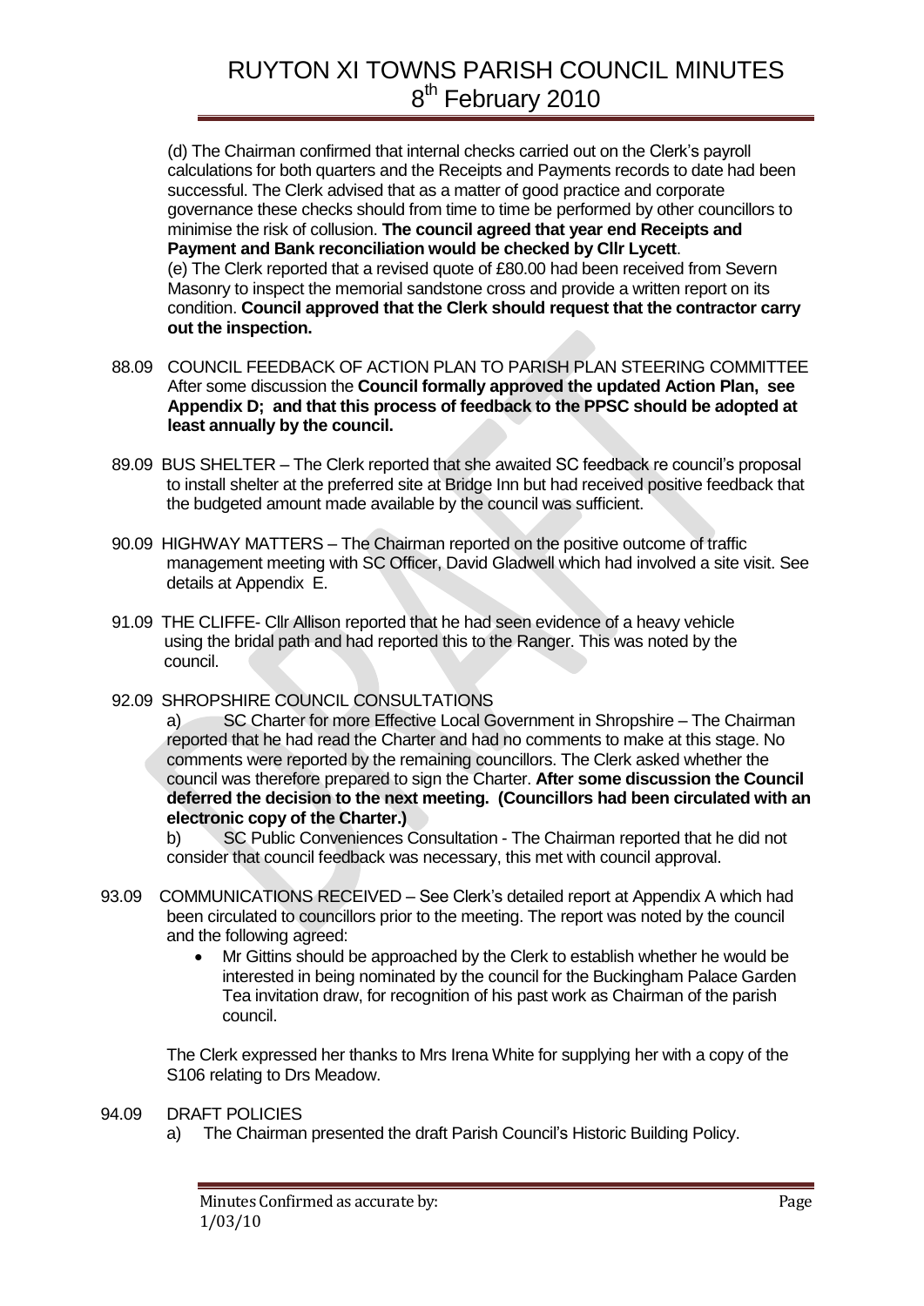(d) The Chairman confirmed that internal checks carried out on the Clerk's payroll calculations for both quarters and the Receipts and Payments records to date had been successful. The Clerk advised that as a matter of good practice and corporate governance these checks should from time to time be performed by other councillors to minimise the risk of collusion. **The council agreed that year end Receipts and Payment and Bank reconciliation would be checked by Cllr Lycett**.

(e) The Clerk reported that a revised quote of £80.00 had been received from Severn Masonry to inspect the memorial sandstone cross and provide a written report on its condition. **Council approved that the Clerk should request that the contractor carry out the inspection.**

88.09 COUNCIL FEEDBACK OF ACTION PLAN TO PARISH PLAN STEERING COMMITTEE
After some discussion the **Council formally approved the updated Action Plan, see Appendix D; and that this process of feedback to the PPSC should be adopted at least annually by the council.**

89.09 BUS SHELTER – The Clerk reported that she awaited SC feedback re council's proposal to install shelter at the preferred site at Bridge Inn but had received positive feedback that the budgeted amount made available by the council was sufficient.

90.09 HIGHWAY MATTERS – The Chairman reported on the positive outcome of traffic management meeting with SC Officer, David Gladwell which had involved a site visit. See details at Appendix E.

91.09 THE CLIFFE- Cllr Allison reported that he had seen evidence of a heavy vehicle using the bridal path and had reported this to the Ranger. This was noted by the council.

92.09 SHROPSHIRE COUNCIL CONSULTATIONS

a) SC Charter for more Effective Local Government in Shropshire – The Chairman reported that he had read the Charter and had no comments to make at this stage. No comments were reported by the remaining councillors. The Clerk asked whether the council was therefore prepared to sign the Charter. **After some discussion the Council deferred the decision to the next meeting. (Councillors had been circulated with an electronic copy of the Charter.)**

b) SC Public Conveniences Consultation - The Chairman reported that he did not consider that council feedback was necessary, this met with council approval.

93.09 COMMUNICATIONS RECEIVED – See Clerk's detailed report at Appendix A which had been circulated to councillors prior to the meeting. The report was noted by the council and the following agreed:

- Mr Gittins should be approached by the Clerk to establish whether he would be interested in being nominated by the council for the Buckingham Palace Garden Tea invitation draw, for recognition of his past work as Chairman of the parish council.

The Clerk expressed her thanks to Mrs Irena White for supplying her with a copy of the S106 relating to Drs Meadow.

94.09 DRAFT POLICIES

a) The Chairman presented the draft Parish Council's Historic Building Policy.

Minutes Confirmed as accurate by: 1/03/10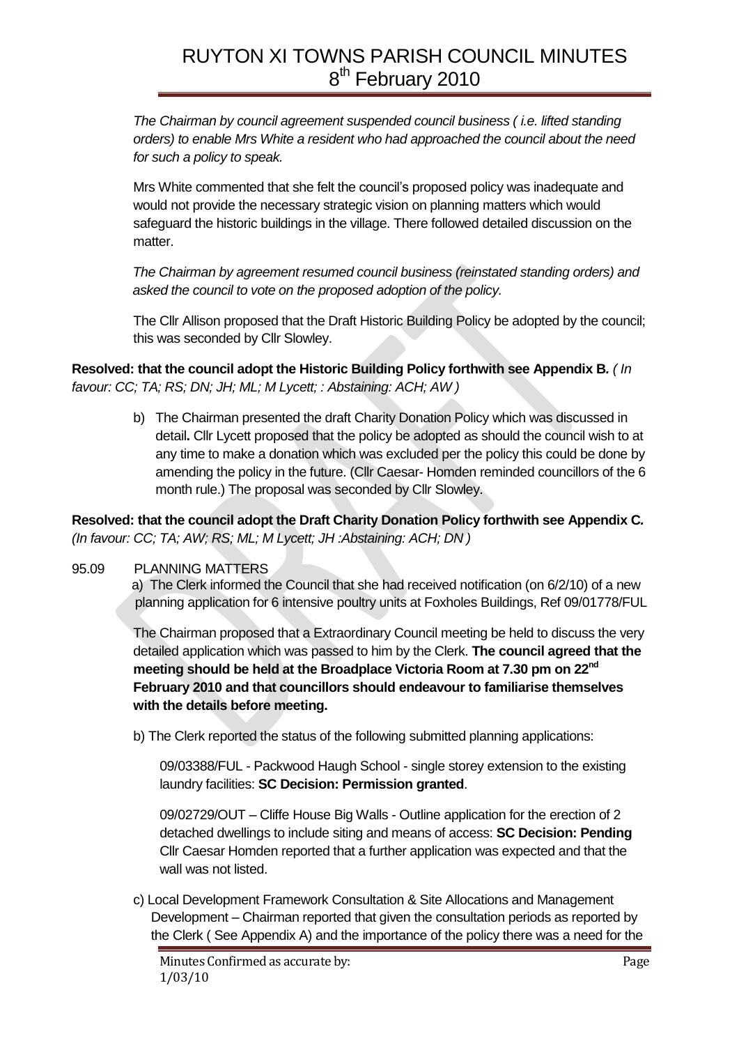*The Chairman by council agreement suspended council business ( i.e. lifted standing orders) to enable Mrs White a resident who had approached the council about the need for such a policy to speak.*

Mrs White commented that she felt the council's proposed policy was inadequate and would not provide the necessary strategic vision on planning matters which would safeguard the historic buildings in the village. There followed detailed discussion on the matter.

*The Chairman by agreement resumed council business (reinstated standing orders) and asked the council to vote on the proposed adoption of the policy.*

The Cllr Allison proposed that the Draft Historic Building Policy be adopted by the council; this was seconded by Cllr Slowley.

**Resolved: that the council adopt the Historic Building Policy forthwith see Appendix B.** *( In favour: CC; TA; RS; DN; JH; ML; M Lycett; : Abstaining: ACH; AW )*

b) The Chairman presented the draft Charity Donation Policy which was discussed in detail**.** Cllr Lycett proposed that the policy be adopted as should the council wish to at any time to make a donation which was excluded per the policy this could be done by amending the policy in the future. (Cllr Caesar- Homden reminded councillors of the 6 month rule.) The proposal was seconded by Cllr Slowley.

**Resolved: that the council adopt the Draft Charity Donation Policy forthwith see Appendix C.** *(In favour: CC; TA; AW; RS; ML; M Lycett; JH :Abstaining: ACH; DN )*

95.09 PLANNING MATTERS

a) The Clerk informed the Council that she had received notification (on 6/2/10) of a new planning application for 6 intensive poultry units at Foxholes Buildings, Ref 09/01778/FUL

The Chairman proposed that a Extraordinary Council meeting be held to discuss the very detailed application which was passed to him by the Clerk. **The council agreed that the meeting should be held at the Broadplace Victoria Room at 7.30 pm on 22nd February 2010 and that councillors should endeavour to familiarise themselves with the details before meeting.**

b) The Clerk reported the status of the following submitted planning applications:

09/03388/FUL - Packwood Haugh School - single storey extension to the existing laundry facilities: **SC Decision: Permission granted**.

09/02729/OUT – Cliffe House Big Walls - Outline application for the erection of 2 detached dwellings to include siting and means of access: **SC Decision: Pending** Cllr Caesar Homden reported that a further application was expected and that the wall was not listed.

c) Local Development Framework Consultation & Site Allocations and Management Development – Chairman reported that given the consultation periods as reported by the Clerk ( See Appendix A) and the importance of the policy there was a need for the

Minutes Confirmed as accurate by: 1/03/10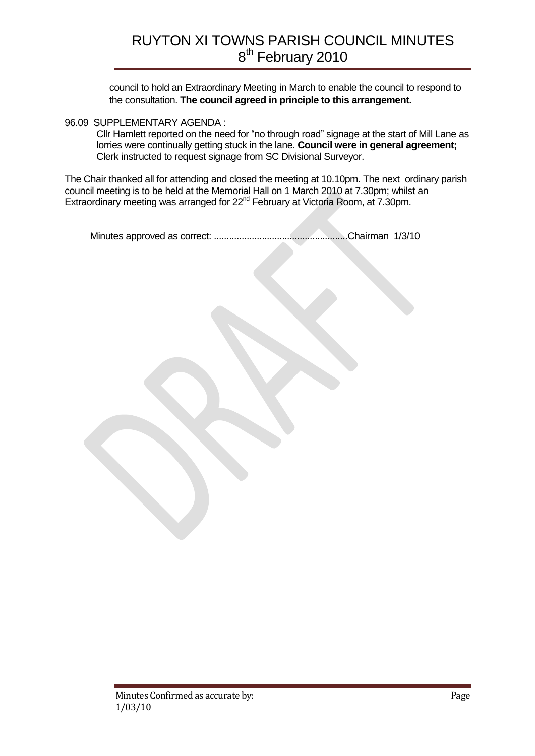council to hold an Extraordinary Meeting in March to enable the council to respond to the consultation. **The council agreed in principle to this arrangement.**

96.09 SUPPLEMENTARY AGENDA :

Cllr Hamlett reported on the need for "no through road" signage at the start of Mill Lane as lorries were continually getting stuck in the lane. **Council were in general agreement;** Clerk instructed to request signage from SC Divisional Surveyor.

The Chair thanked all for attending and closed the meeting at 10.10pm. The next ordinary parish council meeting is to be held at the Memorial Hall on 1 March 2010 at 7.30pm; whilst an Extraordinary meeting was arranged for 22nd February at Victoria Room, at 7.30pm.

Minutes approved as correct: .....................................................Chairman 1/3/10

Minutes Confirmed as accurate by:
1/03/10